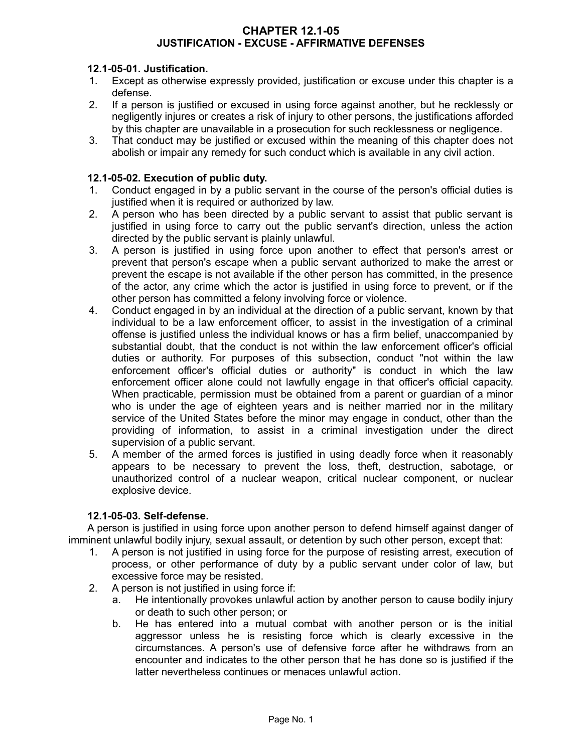# CHAPTER 12.1-05
## JUSTIFICATION - EXCUSE - AFFIRMATIVE DEFENSES

### 12.1-05-01. Justification.

1. Except as otherwise expressly provided, justification or excuse under this chapter is a defense.
2. If a person is justified or excused in using force against another, but he recklessly or negligently injures or creates a risk of injury to other persons, the justifications afforded by this chapter are unavailable in a prosecution for such recklessness or negligence.
3. That conduct may be justified or excused within the meaning of this chapter does not abolish or impair any remedy for such conduct which is available in any civil action.

### 12.1-05-02. Execution of public duty.

1. Conduct engaged in by a public servant in the course of the person's official duties is justified when it is required or authorized by law.
2. A person who has been directed by a public servant to assist that public servant is justified in using force to carry out the public servant's direction, unless the action directed by the public servant is plainly unlawful.
3. A person is justified in using force upon another to effect that person's arrest or prevent that person's escape when a public servant authorized to make the arrest or prevent the escape is not available if the other person has committed, in the presence of the actor, any crime which the actor is justified in using force to prevent, or if the other person has committed a felony involving force or violence.
4. Conduct engaged in by an individual at the direction of a public servant, known by that individual to be a law enforcement officer, to assist in the investigation of a criminal offense is justified unless the individual knows or has a firm belief, unaccompanied by substantial doubt, that the conduct is not within the law enforcement officer's official duties or authority. For purposes of this subsection, conduct "not within the law enforcement officer's official duties or authority" is conduct in which the law enforcement officer alone could not lawfully engage in that officer's official capacity. When practicable, permission must be obtained from a parent or guardian of a minor who is under the age of eighteen years and is neither married nor in the military service of the United States before the minor may engage in conduct, other than the providing of information, to assist in a criminal investigation under the direct supervision of a public servant.
5. A member of the armed forces is justified in using deadly force when it reasonably appears to be necessary to prevent the loss, theft, destruction, sabotage, or unauthorized control of a nuclear weapon, critical nuclear component, or nuclear explosive device.

### 12.1-05-03. Self-defense.

A person is justified in using force upon another person to defend himself against danger of imminent unlawful bodily injury, sexual assault, or detention by such other person, except that:

1. A person is not justified in using force for the purpose of resisting arrest, execution of process, or other performance of duty by a public servant under color of law, but excessive force may be resisted.
2. A person is not justified in using force if:
   a. He intentionally provokes unlawful action by another person to cause bodily injury or death to such other person; or
   b. He has entered into a mutual combat with another person or is the initial aggressor unless he is resisting force which is clearly excessive in the circumstances. A person's use of defensive force after he withdraws from an encounter and indicates to the other person that he has done so is justified if the latter nevertheless continues or menaces unlawful action.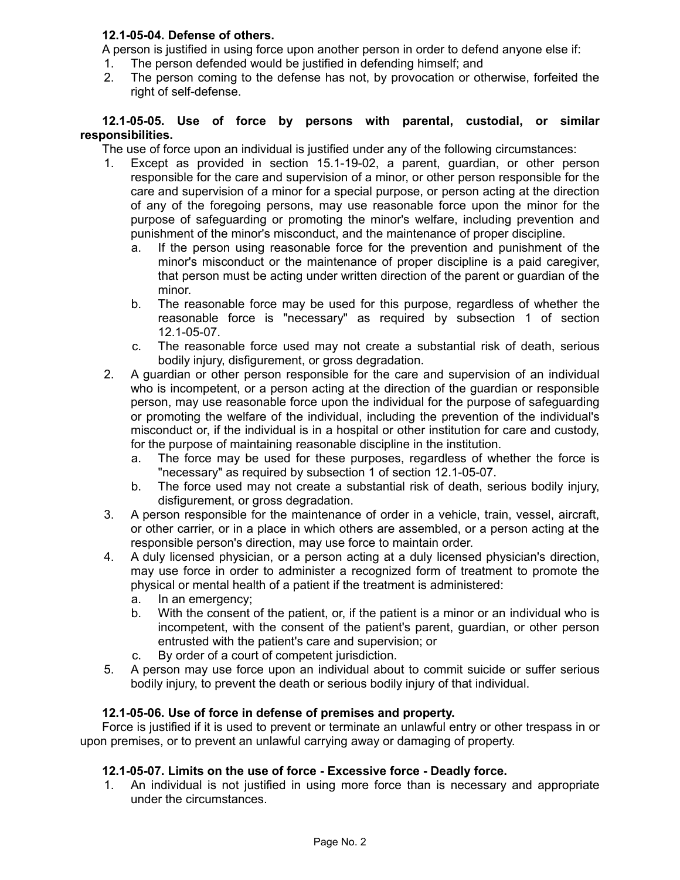**12.1-05-04. Defense of others.**

A person is justified in using force upon another person in order to defend anyone else if:

1. The person defended would be justified in defending himself; and
2. The person coming to the defense has not, by provocation or otherwise, forfeited the right of self-defense.

**12.1-05-05. Use of force by persons with parental, custodial, or similar responsibilities.**

The use of force upon an individual is justified under any of the following circumstances:

1. Except as provided in section 15.1-19-02, a parent, guardian, or other person responsible for the care and supervision of a minor, or other person responsible for the care and supervision of a minor for a special purpose, or person acting at the direction of any of the foregoing persons, may use reasonable force upon the minor for the purpose of safeguarding or promoting the minor's welfare, including prevention and punishment of the minor's misconduct, and the maintenance of proper discipline.
   a. If the person using reasonable force for the prevention and punishment of the minor's misconduct or the maintenance of proper discipline is a paid caregiver, that person must be acting under written direction of the parent or guardian of the minor.
   b. The reasonable force may be used for this purpose, regardless of whether the reasonable force is "necessary" as required by subsection 1 of section 12.1-05-07.
   c. The reasonable force used may not create a substantial risk of death, serious bodily injury, disfigurement, or gross degradation.
2. A guardian or other person responsible for the care and supervision of an individual who is incompetent, or a person acting at the direction of the guardian or responsible person, may use reasonable force upon the individual for the purpose of safeguarding or promoting the welfare of the individual, including the prevention of the individual's misconduct or, if the individual is in a hospital or other institution for care and custody, for the purpose of maintaining reasonable discipline in the institution.
   a. The force may be used for these purposes, regardless of whether the force is "necessary" as required by subsection 1 of section 12.1-05-07.
   b. The force used may not create a substantial risk of death, serious bodily injury, disfigurement, or gross degradation.
3. A person responsible for the maintenance of order in a vehicle, train, vessel, aircraft, or other carrier, or in a place in which others are assembled, or a person acting at the responsible person's direction, may use force to maintain order.
4. A duly licensed physician, or a person acting at a duly licensed physician's direction, may use force in order to administer a recognized form of treatment to promote the physical or mental health of a patient if the treatment is administered:
   a. In an emergency;
   b. With the consent of the patient, or, if the patient is a minor or an individual who is incompetent, with the consent of the patient's parent, guardian, or other person entrusted with the patient's care and supervision; or
   c. By order of a court of competent jurisdiction.
5. A person may use force upon an individual about to commit suicide or suffer serious bodily injury, to prevent the death or serious bodily injury of that individual.

**12.1-05-06. Use of force in defense of premises and property.**

Force is justified if it is used to prevent or terminate an unlawful entry or other trespass in or upon premises, or to prevent an unlawful carrying away or damaging of property.

**12.1-05-07. Limits on the use of force - Excessive force - Deadly force.**

1. An individual is not justified in using more force than is necessary and appropriate under the circumstances.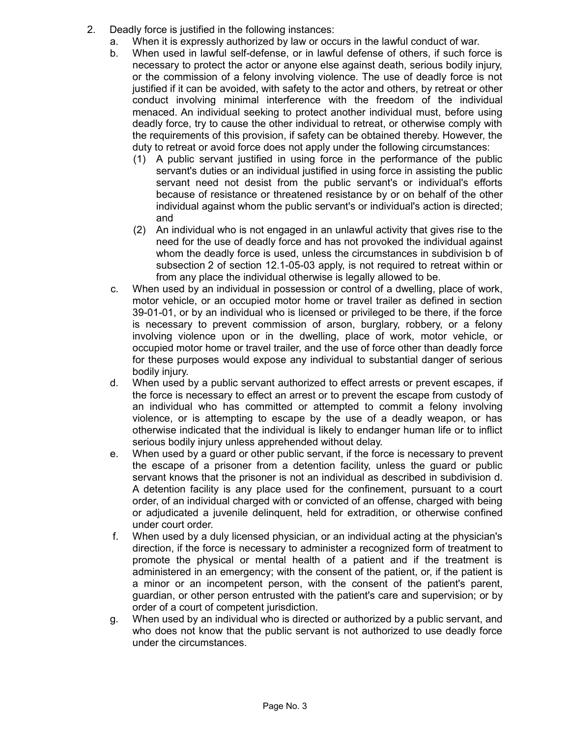2. Deadly force is justified in the following instances:
   a. When it is expressly authorized by law or occurs in the lawful conduct of war.
   b. When used in lawful self-defense, or in lawful defense of others, if such force is necessary to protect the actor or anyone else against death, serious bodily injury, or the commission of a felony involving violence. The use of deadly force is not justified if it can be avoided, with safety to the actor and others, by retreat or other conduct involving minimal interference with the freedom of the individual menaced. An individual seeking to protect another individual must, before using deadly force, try to cause the other individual to retreat, or otherwise comply with the requirements of this provision, if safety can be obtained thereby. However, the duty to retreat or avoid force does not apply under the following circumstances:
      (1) A public servant justified in using force in the performance of the public servant's duties or an individual justified in using force in assisting the public servant need not desist from the public servant's or individual's efforts because of resistance or threatened resistance by or on behalf of the other individual against whom the public servant's or individual's action is directed; and
      (2) An individual who is not engaged in an unlawful activity that gives rise to the need for the use of deadly force and has not provoked the individual against whom the deadly force is used, unless the circumstances in subdivision b of subsection 2 of section 12.1-05-03 apply, is not required to retreat within or from any place the individual otherwise is legally allowed to be.
   c. When used by an individual in possession or control of a dwelling, place of work, motor vehicle, or an occupied motor home or travel trailer as defined in section 39-01-01, or by an individual who is licensed or privileged to be there, if the force is necessary to prevent commission of arson, burglary, robbery, or a felony involving violence upon or in the dwelling, place of work, motor vehicle, or occupied motor home or travel trailer, and the use of force other than deadly force for these purposes would expose any individual to substantial danger of serious bodily injury.
   d. When used by a public servant authorized to effect arrests or prevent escapes, if the force is necessary to effect an arrest or to prevent the escape from custody of an individual who has committed or attempted to commit a felony involving violence, or is attempting to escape by the use of a deadly weapon, or has otherwise indicated that the individual is likely to endanger human life or to inflict serious bodily injury unless apprehended without delay.
   e. When used by a guard or other public servant, if the force is necessary to prevent the escape of a prisoner from a detention facility, unless the guard or public servant knows that the prisoner is not an individual as described in subdivision d. A detention facility is any place used for the confinement, pursuant to a court order, of an individual charged with or convicted of an offense, charged with being or adjudicated a juvenile delinquent, held for extradition, or otherwise confined under court order.
   f. When used by a duly licensed physician, or an individual acting at the physician's direction, if the force is necessary to administer a recognized form of treatment to promote the physical or mental health of a patient and if the treatment is administered in an emergency; with the consent of the patient, or, if the patient is a minor or an incompetent person, with the consent of the patient's parent, guardian, or other person entrusted with the patient's care and supervision; or by order of a court of competent jurisdiction.
   g. When used by an individual who is directed or authorized by a public servant, and who does not know that the public servant is not authorized to use deadly force under the circumstances.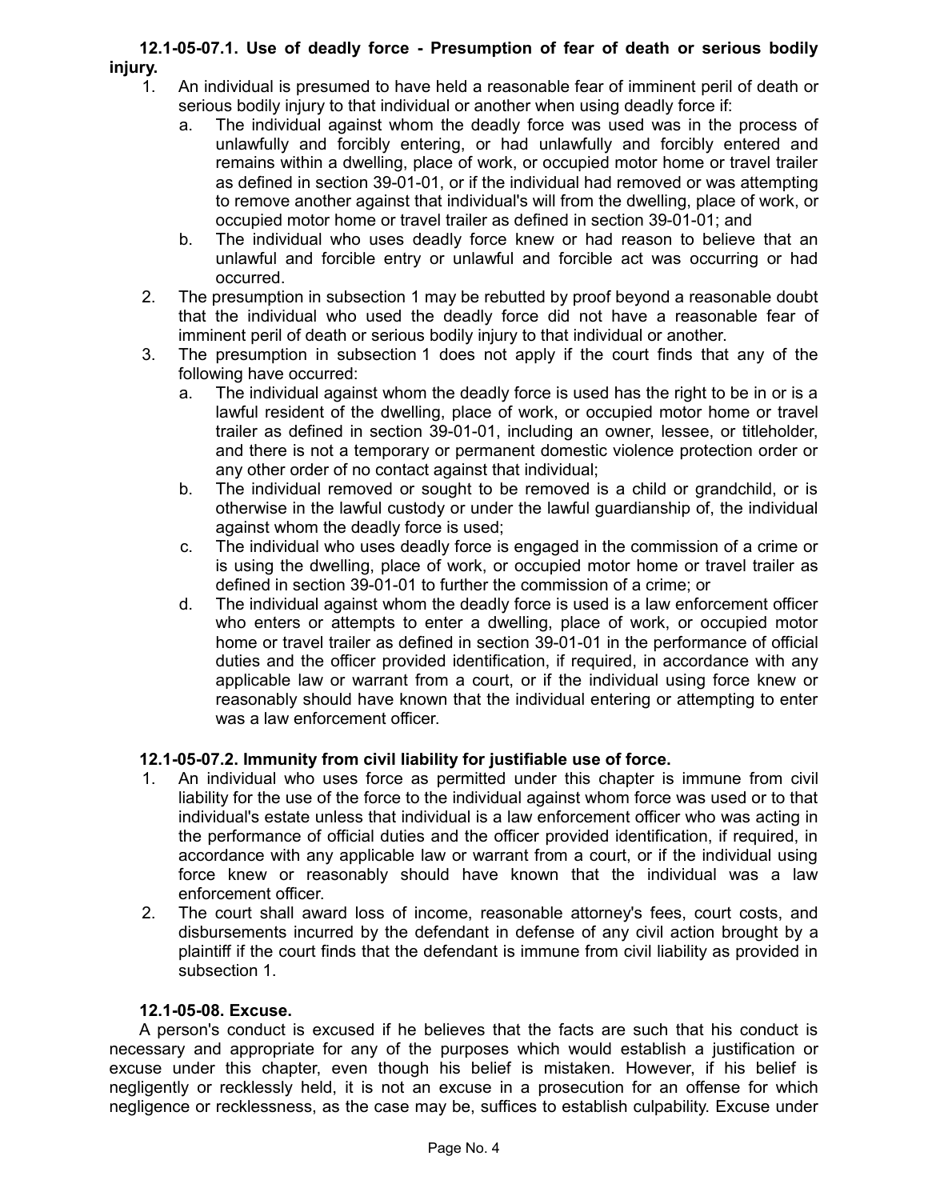**12.1-05-07.1. Use of deadly force - Presumption of fear of death or serious bodily injury.**

1. An individual is presumed to have held a reasonable fear of imminent peril of death or serious bodily injury to that individual or another when using deadly force if:
   a. The individual against whom the deadly force was used was in the process of unlawfully and forcibly entering, or had unlawfully and forcibly entered and remains within a dwelling, place of work, or occupied motor home or travel trailer as defined in section 39-01-01, or if the individual had removed or was attempting to remove another against that individual's will from the dwelling, place of work, or occupied motor home or travel trailer as defined in section 39-01-01; and
   b. The individual who uses deadly force knew or had reason to believe that an unlawful and forcible entry or unlawful and forcible act was occurring or had occurred.
2. The presumption in subsection 1 may be rebutted by proof beyond a reasonable doubt that the individual who used the deadly force did not have a reasonable fear of imminent peril of death or serious bodily injury to that individual or another.
3. The presumption in subsection 1 does not apply if the court finds that any of the following have occurred:
   a. The individual against whom the deadly force is used has the right to be in or is a lawful resident of the dwelling, place of work, or occupied motor home or travel trailer as defined in section 39-01-01, including an owner, lessee, or titleholder, and there is not a temporary or permanent domestic violence protection order or any other order of no contact against that individual;
   b. The individual removed or sought to be removed is a child or grandchild, or is otherwise in the lawful custody or under the lawful guardianship of, the individual against whom the deadly force is used;
   c. The individual who uses deadly force is engaged in the commission of a crime or is using the dwelling, place of work, or occupied motor home or travel trailer as defined in section 39-01-01 to further the commission of a crime; or
   d. The individual against whom the deadly force is used is a law enforcement officer who enters or attempts to enter a dwelling, place of work, or occupied motor home or travel trailer as defined in section 39-01-01 in the performance of official duties and the officer provided identification, if required, in accordance with any applicable law or warrant from a court, or if the individual using force knew or reasonably should have known that the individual entering or attempting to enter was a law enforcement officer.

**12.1-05-07.2. Immunity from civil liability for justifiable use of force.**

1. An individual who uses force as permitted under this chapter is immune from civil liability for the use of the force to the individual against whom force was used or to that individual's estate unless that individual is a law enforcement officer who was acting in the performance of official duties and the officer provided identification, if required, in accordance with any applicable law or warrant from a court, or if the individual using force knew or reasonably should have known that the individual was a law enforcement officer.
2. The court shall award loss of income, reasonable attorney's fees, court costs, and disbursements incurred by the defendant in defense of any civil action brought by a plaintiff if the court finds that the defendant is immune from civil liability as provided in subsection 1.

**12.1-05-08. Excuse.**

A person's conduct is excused if he believes that the facts are such that his conduct is necessary and appropriate for any of the purposes which would establish a justification or excuse under this chapter, even though his belief is mistaken. However, if his belief is negligently or recklessly held, it is not an excuse in a prosecution for an offense for which negligence or recklessness, as the case may be, suffices to establish culpability. Excuse under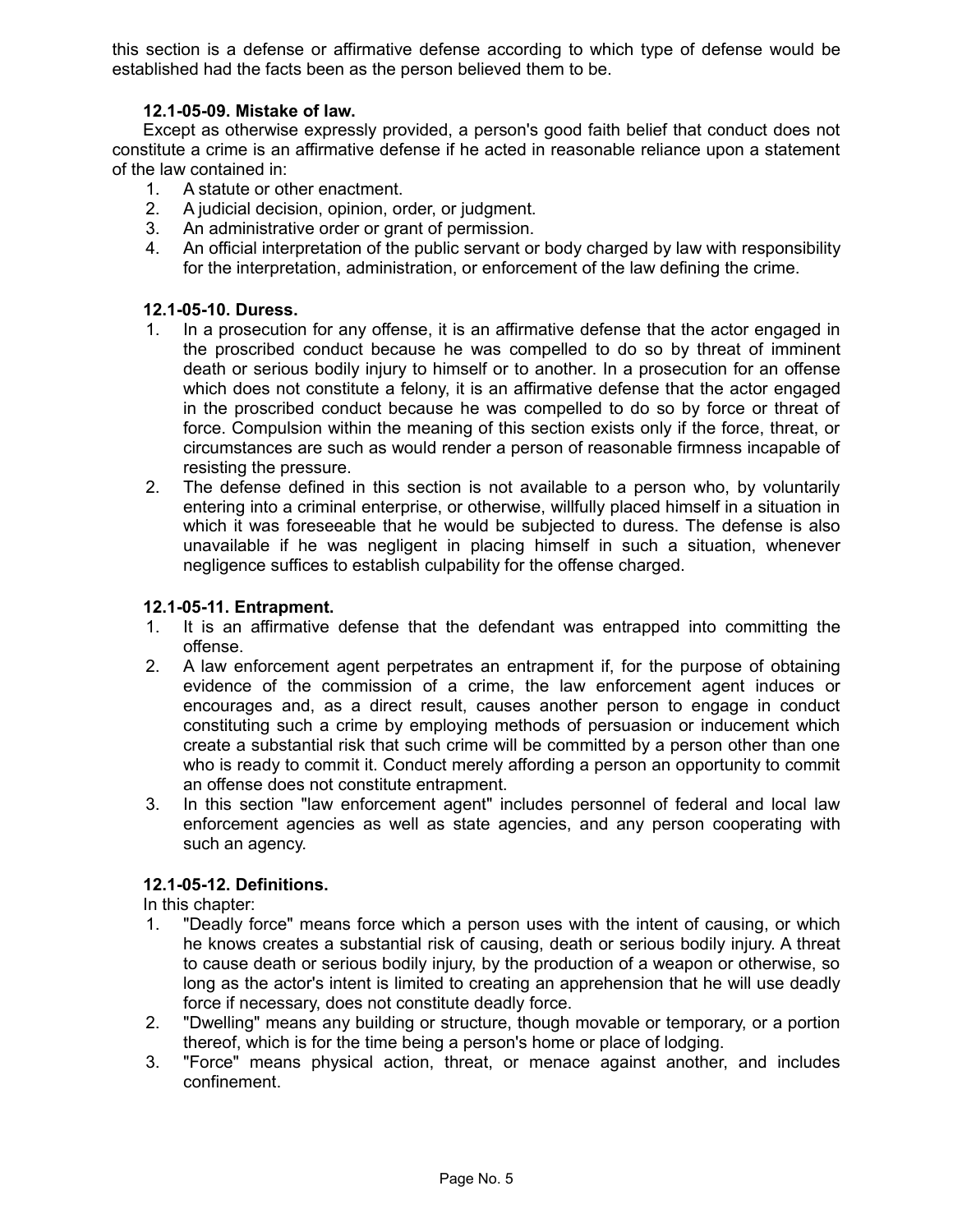this section is a defense or affirmative defense according to which type of defense would be established had the facts been as the person believed them to be.

### 12.1-05-09. Mistake of law.

Except as otherwise expressly provided, a person's good faith belief that conduct does not constitute a crime is an affirmative defense if he acted in reasonable reliance upon a statement of the law contained in:

1. A statute or other enactment.
2. A judicial decision, opinion, order, or judgment.
3. An administrative order or grant of permission.
4. An official interpretation of the public servant or body charged by law with responsibility for the interpretation, administration, or enforcement of the law defining the crime.

### 12.1-05-10. Duress.

1. In a prosecution for any offense, it is an affirmative defense that the actor engaged in the proscribed conduct because he was compelled to do so by threat of imminent death or serious bodily injury to himself or to another. In a prosecution for an offense which does not constitute a felony, it is an affirmative defense that the actor engaged in the proscribed conduct because he was compelled to do so by force or threat of force. Compulsion within the meaning of this section exists only if the force, threat, or circumstances are such as would render a person of reasonable firmness incapable of resisting the pressure.
2. The defense defined in this section is not available to a person who, by voluntarily entering into a criminal enterprise, or otherwise, willfully placed himself in a situation in which it was foreseeable that he would be subjected to duress. The defense is also unavailable if he was negligent in placing himself in such a situation, whenever negligence suffices to establish culpability for the offense charged.

### 12.1-05-11. Entrapment.

1. It is an affirmative defense that the defendant was entrapped into committing the offense.
2. A law enforcement agent perpetrates an entrapment if, for the purpose of obtaining evidence of the commission of a crime, the law enforcement agent induces or encourages and, as a direct result, causes another person to engage in conduct constituting such a crime by employing methods of persuasion or inducement which create a substantial risk that such crime will be committed by a person other than one who is ready to commit it. Conduct merely affording a person an opportunity to commit an offense does not constitute entrapment.
3. In this section "law enforcement agent" includes personnel of federal and local law enforcement agencies as well as state agencies, and any person cooperating with such an agency.

### 12.1-05-12. Definitions.

In this chapter:

1. "Deadly force" means force which a person uses with the intent of causing, or which he knows creates a substantial risk of causing, death or serious bodily injury. A threat to cause death or serious bodily injury, by the production of a weapon or otherwise, so long as the actor's intent is limited to creating an apprehension that he will use deadly force if necessary, does not constitute deadly force.
2. "Dwelling" means any building or structure, though movable or temporary, or a portion thereof, which is for the time being a person's home or place of lodging.
3. "Force" means physical action, threat, or menace against another, and includes confinement.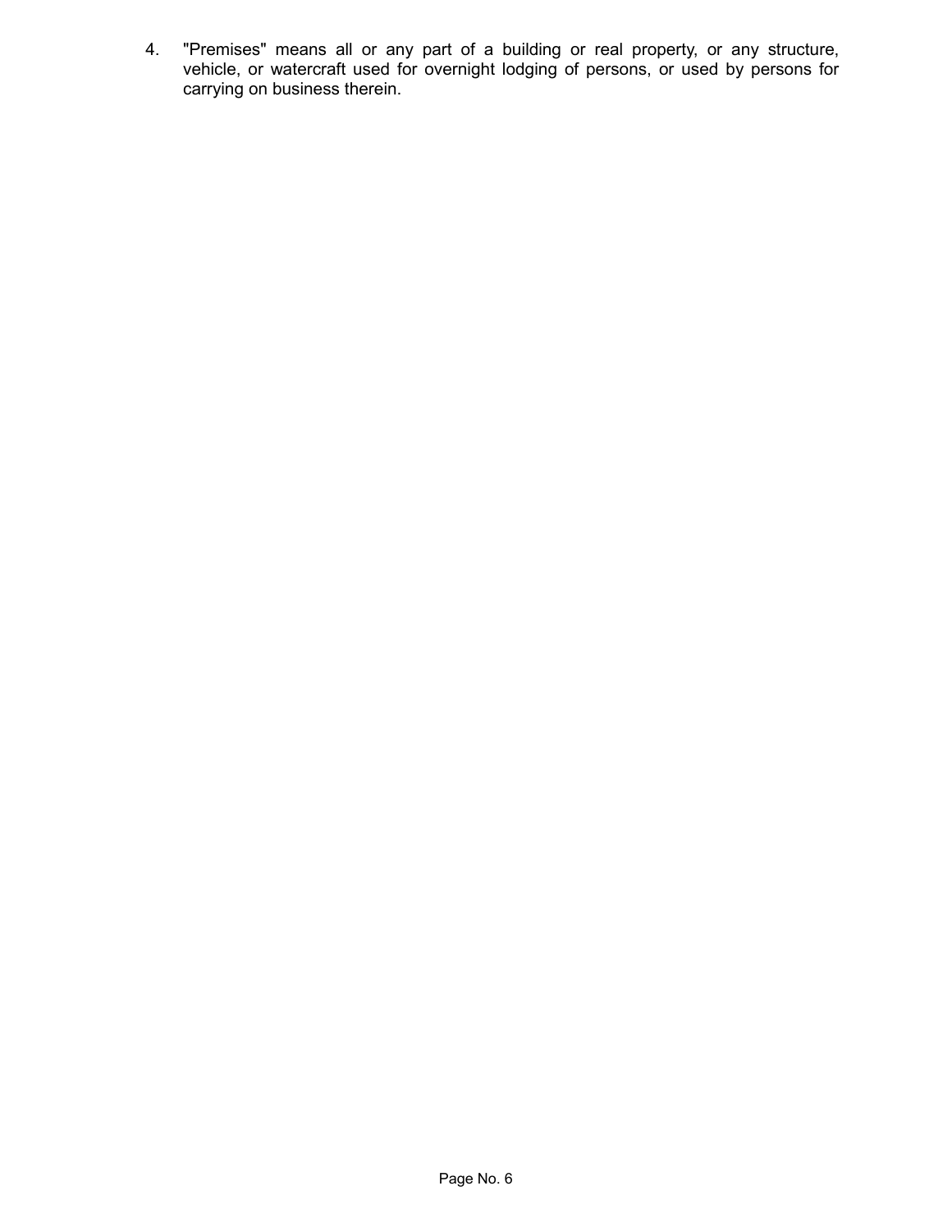4. "Premises" means all or any part of a building or real property, or any structure, vehicle, or watercraft used for overnight lodging of persons, or used by persons for carrying on business therein.